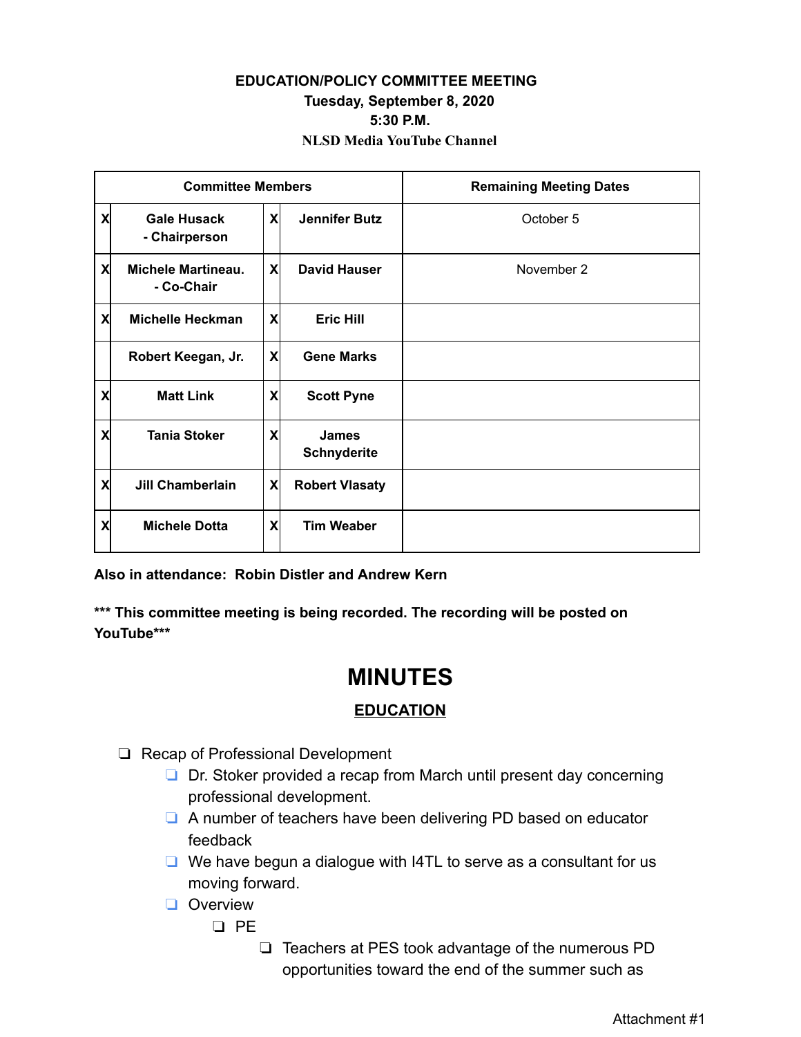**EDUCATION/POLICY COMMITTEE MEETING**
**Tuesday, September 8, 2020**
**5:30 P.M.**
**NLSD Media YouTube Channel**

| Committee Members | | | | Remaining Meeting Dates |
|---|---|---|---|---|
| X | **Gale Husack - Chairperson** | X | **Jennifer Butz** | October 5 |
| X | **Michele Martineau. - Co-Chair** | X | **David Hauser** | November 2 |
| X | **Michelle Heckman** | X | **Eric Hill** | |
| | **Robert Keegan, Jr.** | X | **Gene Marks** | |
| X | **Matt Link** | X | **Scott Pyne** | |
| X | **Tania Stoker** | X | **James Schnyderite** | |
| X | **Jill Chamberlain** | X | **Robert Vlasaty** | |
| X | **Michele Dotta** | X | **Tim Weaber** | |

**Also in attendance: Robin Distler and Andrew Kern**

**\*\*\* This committee meeting is being recorded. The recording will be posted on YouTube\*\*\***

# MINUTES

## EDUCATION

- Recap of Professional Development
  - Dr. Stoker provided a recap from March until present day concerning professional development.
  - A number of teachers have been delivering PD based on educator feedback
  - We have begun a dialogue with I4TL to serve as a consultant for us moving forward.
  - Overview
    - PE
      - Teachers at PES took advantage of the numerous PD opportunities toward the end of the summer such as

Attachment #1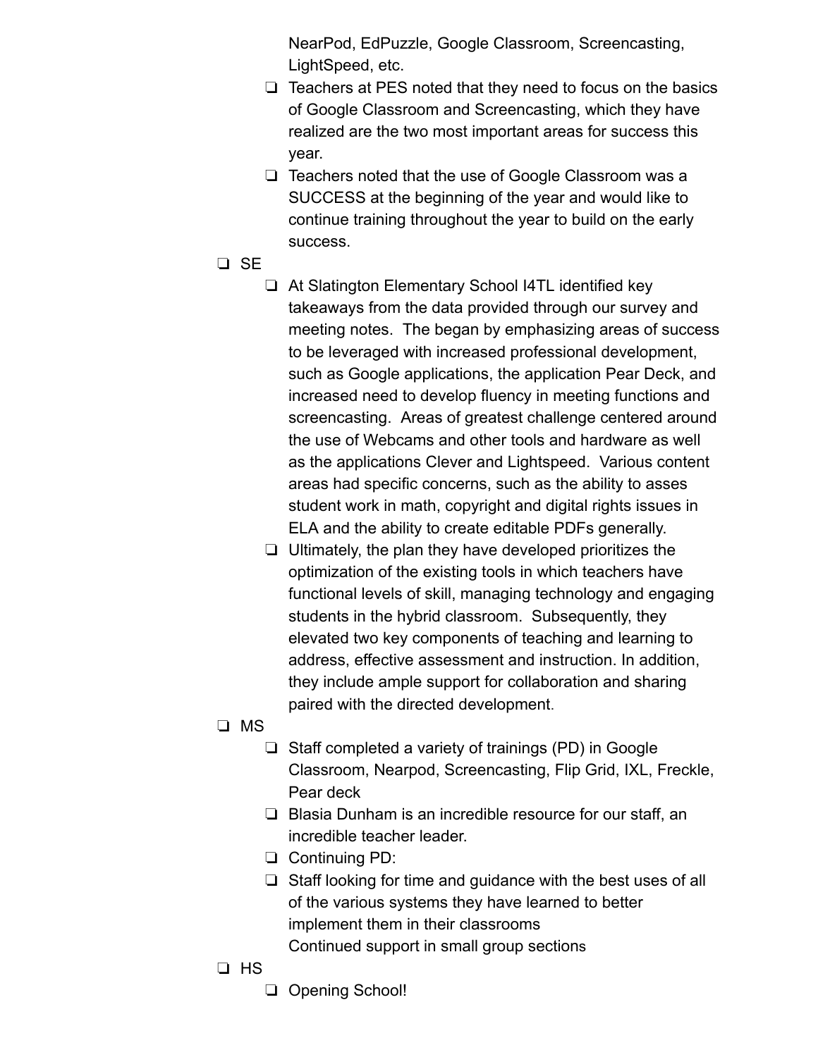NearPod, EdPuzzle, Google Classroom, Screencasting, LightSpeed, etc.
  - Teachers at PES noted that they need to focus on the basics of Google Classroom and Screencasting, which they have realized are the two most important areas for success this year.
  - Teachers noted that the use of Google Classroom was a SUCCESS at the beginning of the year and would like to continue training throughout the year to build on the early success.
- SE
  - At Slatington Elementary School I4TL identified key takeaways from the data provided through our survey and meeting notes. The began by emphasizing areas of success to be leveraged with increased professional development, such as Google applications, the application Pear Deck, and increased need to develop fluency in meeting functions and screencasting. Areas of greatest challenge centered around the use of Webcams and other tools and hardware as well as the applications Clever and Lightspeed. Various content areas had specific concerns, such as the ability to asses student work in math, copyright and digital rights issues in ELA and the ability to create editable PDFs generally.
  - Ultimately, the plan they have developed prioritizes the optimization of the existing tools in which teachers have functional levels of skill, managing technology and engaging students in the hybrid classroom. Subsequently, they elevated two key components of teaching and learning to address, effective assessment and instruction. In addition, they include ample support for collaboration and sharing paired with the directed development.
- MS
  - Staff completed a variety of trainings (PD) in Google Classroom, Nearpod, Screencasting, Flip Grid, IXL, Freckle, Pear deck
  - Blasia Dunham is an incredible resource for our staff, an incredible teacher leader.
  - Continuing PD:
  - Staff looking for time and guidance with the best uses of all of the various systems they have learned to better implement them in their classrooms
    Continued support in small group sections
- HS
  - Opening School!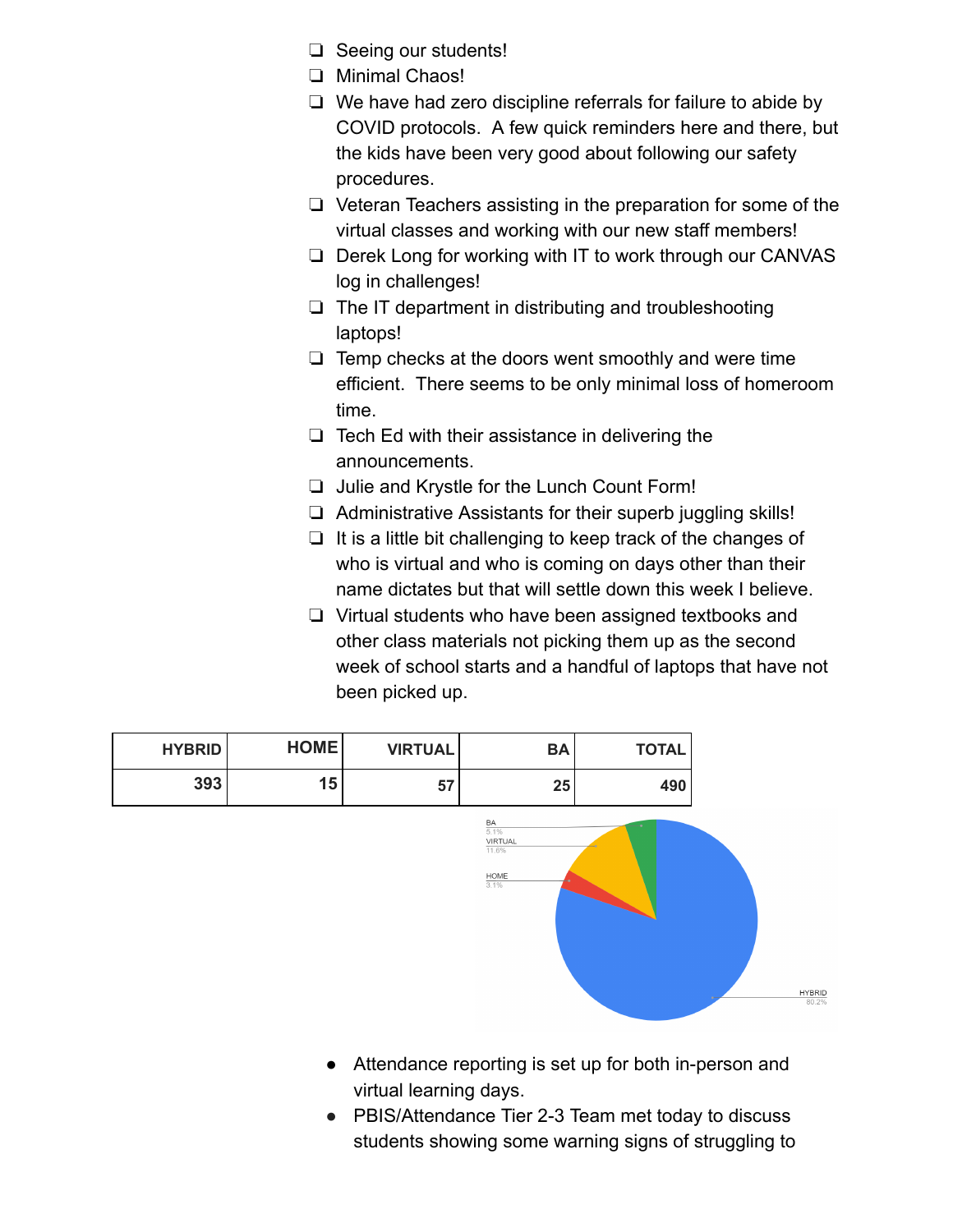- Seeing our students!
- Minimal Chaos!
- We have had zero discipline referrals for failure to abide by COVID protocols. A few quick reminders here and there, but the kids have been very good about following our safety procedures.
- Veteran Teachers assisting in the preparation for some of the virtual classes and working with our new staff members!
- Derek Long for working with IT to work through our CANVAS log in challenges!
- The IT department in distributing and troubleshooting laptops!
- Temp checks at the doors went smoothly and were time efficient. There seems to be only minimal loss of homeroom time.
- Tech Ed with their assistance in delivering the announcements.
- Julie and Krystle for the Lunch Count Form!
- Administrative Assistants for their superb juggling skills!
- It is a little bit challenging to keep track of the changes of who is virtual and who is coming on days other than their name dictates but that will settle down this week I believe.
- Virtual students who have been assigned textbooks and other class materials not picking them up as the second week of school starts and a handful of laptops that have not been picked up.

| HYBRID | HOME | VIRTUAL | BA | TOTAL |
|---|---|---|---|---|
| 393 | 15 | 57 | 25 | 490 |

BA 5.1%
VIRTUAL 11.6%
HOME 3.1%
HYBRID 80.2%

- Attendance reporting is set up for both in-person and virtual learning days.
- PBIS/Attendance Tier 2-3 Team met today to discuss students showing some warning signs of struggling to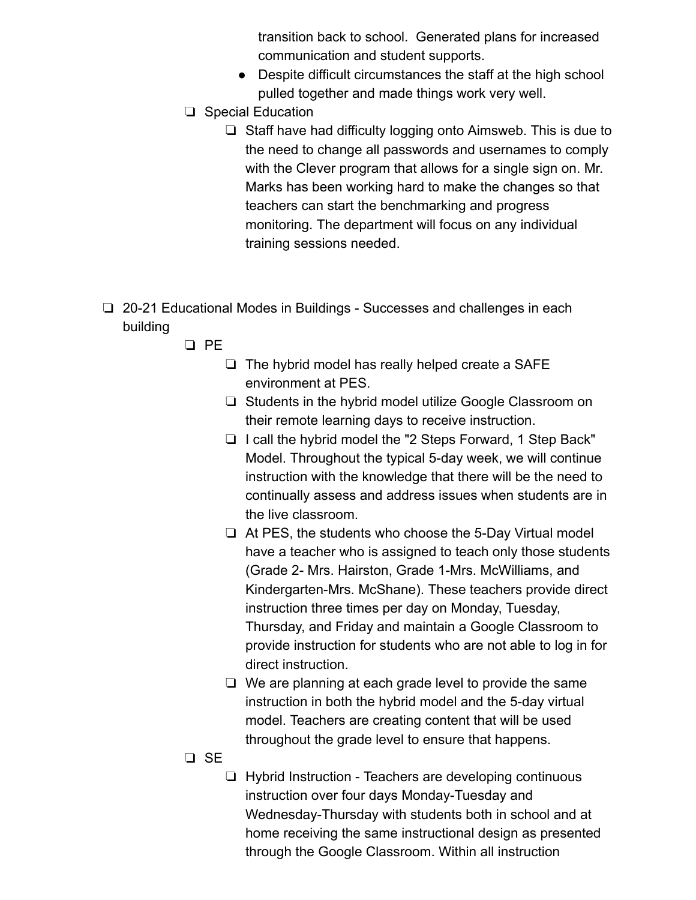transition back to school. Generated plans for increased communication and student supports.
  - Despite difficult circumstances the staff at the high school pulled together and made things work very well.
- ❏ Special Education
  - ❏ Staff have had difficulty logging onto Aimsweb. This is due to the need to change all passwords and usernames to comply with the Clever program that allows for a single sign on. Mr. Marks has been working hard to make the changes so that teachers can start the benchmarking and progress monitoring. The department will focus on any individual training sessions needed.

- ❏ 20-21 Educational Modes in Buildings - Successes and challenges in each building
  - ❏ PE
    - ❏ The hybrid model has really helped create a SAFE environment at PES.
    - ❏ Students in the hybrid model utilize Google Classroom on their remote learning days to receive instruction.
    - ❏ I call the hybrid model the "2 Steps Forward, 1 Step Back" Model. Throughout the typical 5-day week, we will continue instruction with the knowledge that there will be the need to continually assess and address issues when students are in the live classroom.
    - ❏ At PES, the students who choose the 5-Day Virtual model have a teacher who is assigned to teach only those students (Grade 2- Mrs. Hairston, Grade 1-Mrs. McWilliams, and Kindergarten-Mrs. McShane). These teachers provide direct instruction three times per day on Monday, Tuesday, Thursday, and Friday and maintain a Google Classroom to provide instruction for students who are not able to log in for direct instruction.
    - ❏ We are planning at each grade level to provide the same instruction in both the hybrid model and the 5-day virtual model. Teachers are creating content that will be used throughout the grade level to ensure that happens.
  - ❏ SE
    - ❏ Hybrid Instruction - Teachers are developing continuous instruction over four days Monday-Tuesday and Wednesday-Thursday with students both in school and at home receiving the same instructional design as presented through the Google Classroom. Within all instruction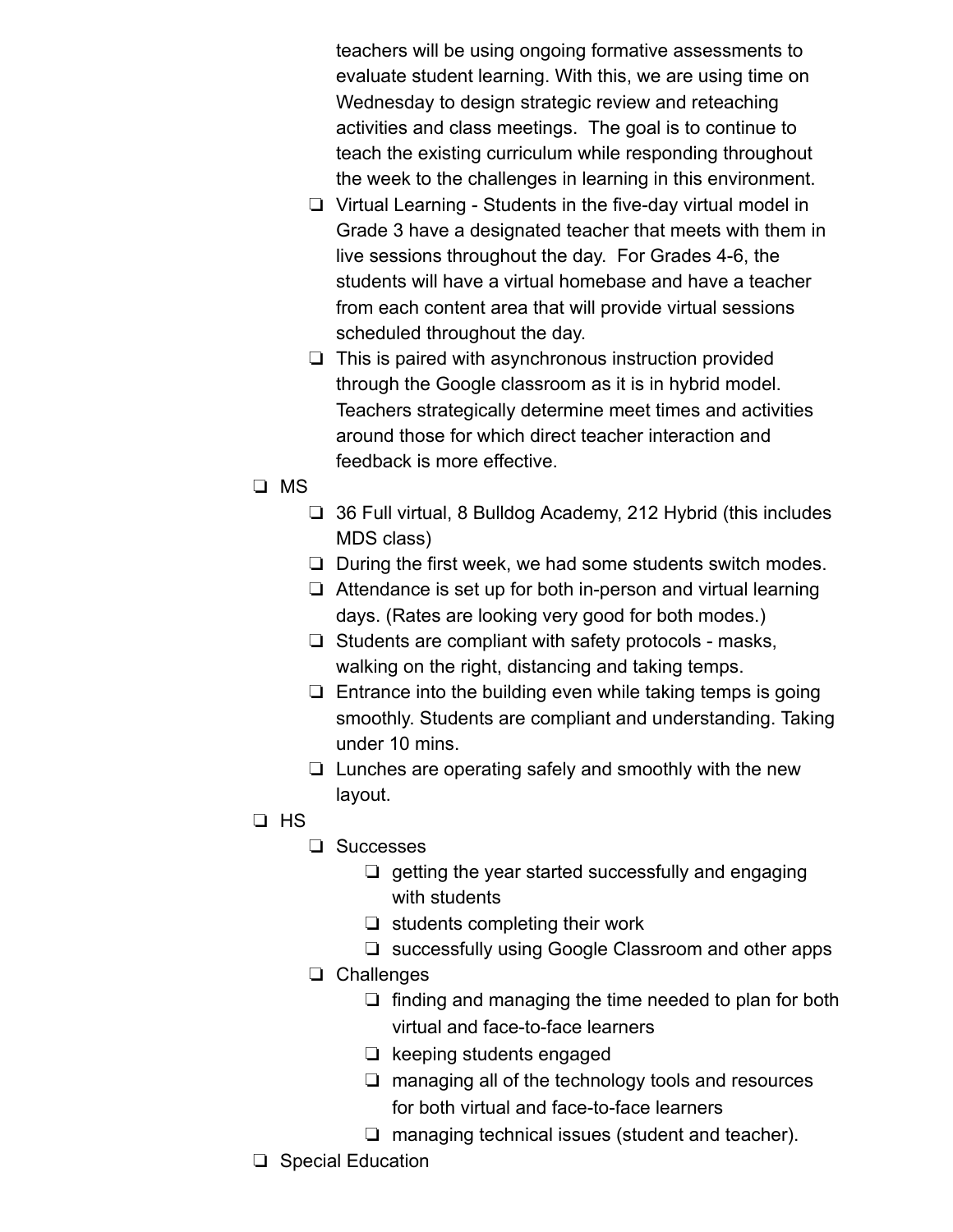- teachers will be using ongoing formative assessments to evaluate student learning. With this, we are using time on Wednesday to design strategic review and reteaching activities and class meetings. The goal is to continue to teach the existing curriculum while responding throughout the week to the challenges in learning in this environment.
  - Virtual Learning - Students in the five-day virtual model in Grade 3 have a designated teacher that meets with them in live sessions throughout the day. For Grades 4-6, the students will have a virtual homebase and have a teacher from each content area that will provide virtual sessions scheduled throughout the day.
  - This is paired with asynchronous instruction provided through the Google classroom as it is in hybrid model. Teachers strategically determine meet times and activities around those for which direct teacher interaction and feedback is more effective.
- MS
  - 36 Full virtual, 8 Bulldog Academy, 212 Hybrid (this includes MDS class)
  - During the first week, we had some students switch modes.
  - Attendance is set up for both in-person and virtual learning days. (Rates are looking very good for both modes.)
  - Students are compliant with safety protocols - masks, walking on the right, distancing and taking temps.
  - Entrance into the building even while taking temps is going smoothly. Students are compliant and understanding. Taking under 10 mins.
  - Lunches are operating safely and smoothly with the new layout.
- HS
  - Successes
    - getting the year started successfully and engaging with students
    - students completing their work
    - successfully using Google Classroom and other apps
  - Challenges
    - finding and managing the time needed to plan for both virtual and face-to-face learners
    - keeping students engaged
    - managing all of the technology tools and resources for both virtual and face-to-face learners
    - managing technical issues (student and teacher).
- Special Education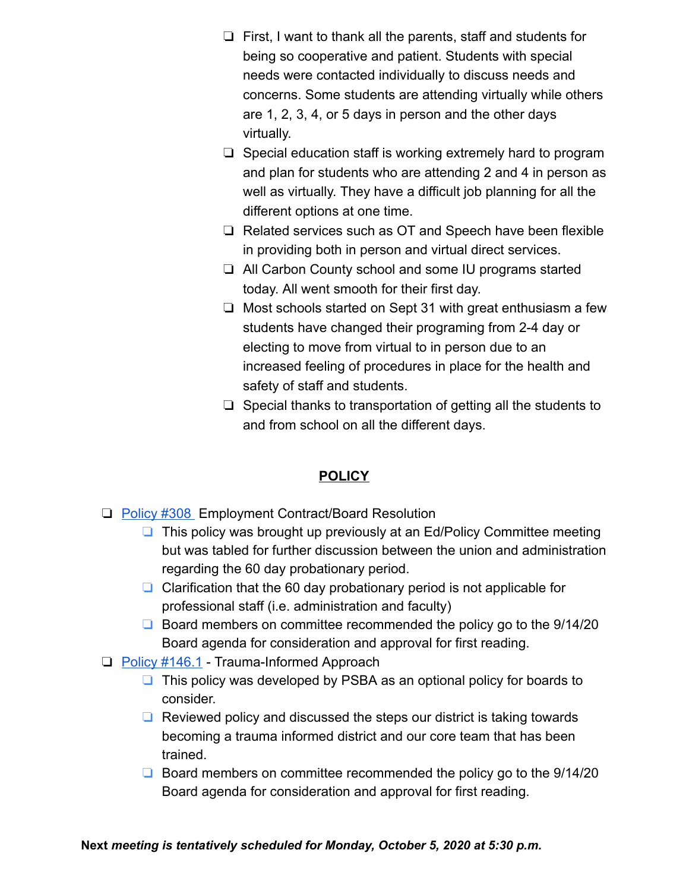- First, I want to thank all the parents, staff and students for being so cooperative and patient. Students with special needs were contacted individually to discuss needs and concerns. Some students are attending virtually while others are 1, 2, 3, 4, or 5 days in person and the other days virtually.
- Special education staff is working extremely hard to program and plan for students who are attending 2 and 4 in person as well as virtually. They have a difficult job planning for all the different options at one time.
- Related services such as OT and Speech have been flexible in providing both in person and virtual direct services.
- All Carbon County school and some IU programs started today. All went smooth for their first day.
- Most schools started on Sept 31 with great enthusiasm a few students have changed their programing from 2-4 day or electing to move from virtual to in person due to an increased feeling of procedures in place for the health and safety of staff and students.
- Special thanks to transportation of getting all the students to and from school on all the different days.

## POLICY

- Policy #308 Employment Contract/Board Resolution
  - This policy was brought up previously at an Ed/Policy Committee meeting but was tabled for further discussion between the union and administration regarding the 60 day probationary period.
  - Clarification that the 60 day probationary period is not applicable for professional staff (i.e. administration and faculty)
  - Board members on committee recommended the policy go to the 9/14/20 Board agenda for consideration and approval for first reading.
- Policy #146.1 - Trauma-Informed Approach
  - This policy was developed by PSBA as an optional policy for boards to consider.
  - Reviewed policy and discussed the steps our district is taking towards becoming a trauma informed district and our core team that has been trained.
  - Board members on committee recommended the policy go to the 9/14/20 Board agenda for consideration and approval for first reading.

**Next *meeting is tentatively scheduled for Monday, October 5, 2020 at 5:30 p.m.***